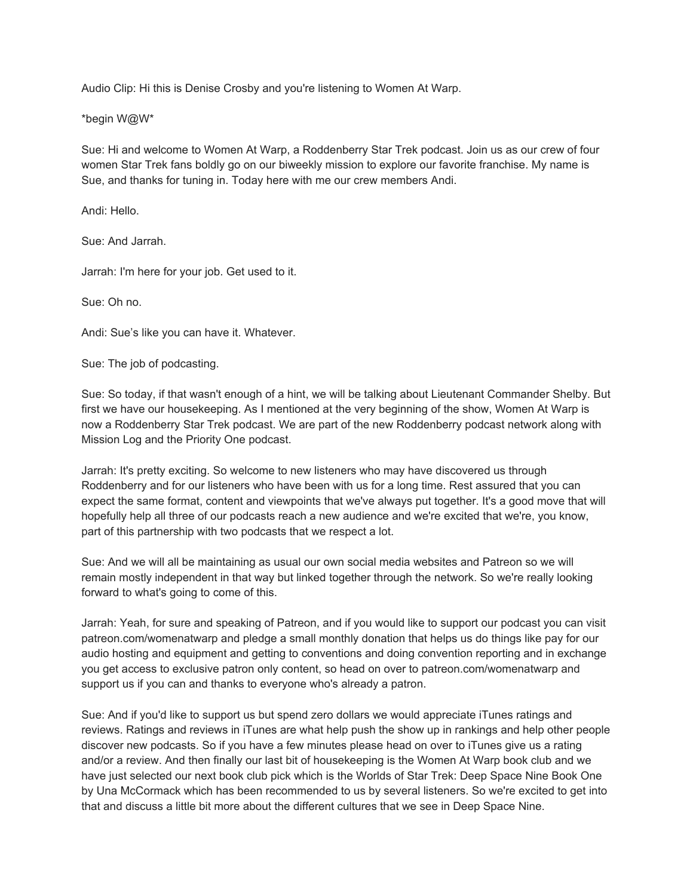Audio Clip: Hi this is Denise Crosby and you're listening to Women At Warp.

*begin W@W*

Sue: Hi and welcome to Women At Warp, a Roddenberry Star Trek podcast. Join us as our crew of four women Star Trek fans boldly go on our biweekly mission to explore our favorite franchise. My name is Sue, and thanks for tuning in. Today here with me our crew members Andi.

Andi: Hello.

Sue: And Jarrah.

Jarrah: I'm here for your job. Get used to it.

Sue: Oh no.

Andi: Sue’s like you can have it. Whatever.

Sue: The job of podcasting.

Sue: So today, if that wasn't enough of a hint, we will be talking about Lieutenant Commander Shelby. But first we have our housekeeping. As I mentioned at the very beginning of the show, Women At Warp is now a Roddenberry Star Trek podcast. We are part of the new Roddenberry podcast network along with Mission Log and the Priority One podcast.

Jarrah: It's pretty exciting. So welcome to new listeners who may have discovered us through Roddenberry and for our listeners who have been with us for a long time. Rest assured that you can expect the same format, content and viewpoints that we've always put together. It's a good move that will hopefully help all three of our podcasts reach a new audience and we're excited that we're, you know, part of this partnership with two podcasts that we respect a lot.

Sue: And we will all be maintaining as usual our own social media websites and Patreon so we will remain mostly independent in that way but linked together through the network. So we're really looking forward to what's going to come of this.

Jarrah: Yeah, for sure and speaking of Patreon, and if you would like to support our podcast you can visit patreon.com/womenatwarp and pledge a small monthly donation that helps us do things like pay for our audio hosting and equipment and getting to conventions and doing convention reporting and in exchange you get access to exclusive patron only content, so head on over to patreon.com/womenatwarp and support us if you can and thanks to everyone who's already a patron.

Sue: And if you'd like to support us but spend zero dollars we would appreciate iTunes ratings and reviews. Ratings and reviews in iTunes are what help push the show up in rankings and help other people discover new podcasts. So if you have a few minutes please head on over to iTunes give us a rating and/or a review. And then finally our last bit of housekeeping is the Women At Warp book club and we have just selected our next book club pick which is the Worlds of Star Trek: Deep Space Nine Book One by Una McCormack which has been recommended to us by several listeners. So we're excited to get into that and discuss a little bit more about the different cultures that we see in Deep Space Nine.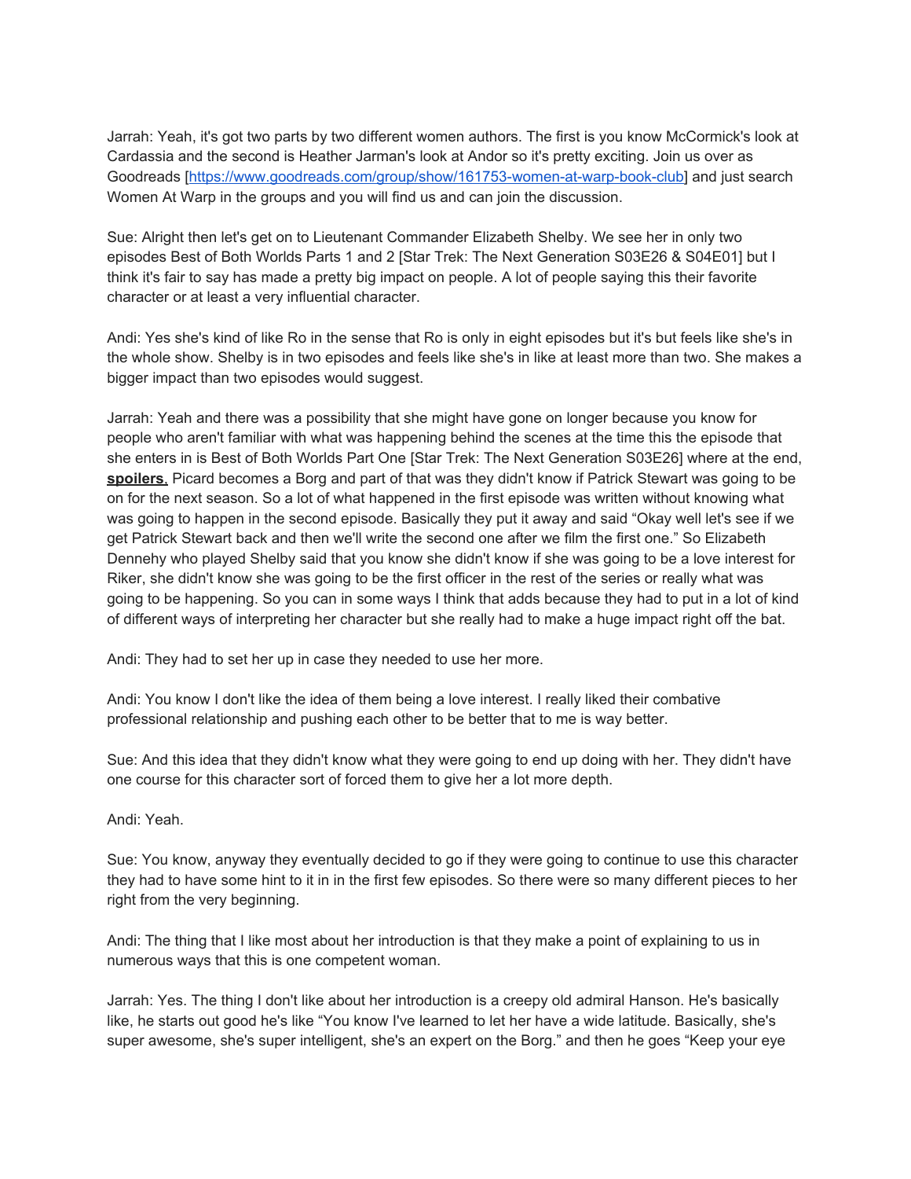Jarrah: Yeah, it's got two parts by two different women authors. The first is you know McCormick's look at Cardassia and the second is Heather Jarman's look at Andor so it's pretty exciting. Join us over as Goodreads [https://www.goodreads.com/group/show/161753-women-at-warp-book-club] and just search Women At Warp in the groups and you will find us and can join the discussion.

Sue: Alright then let's get on to Lieutenant Commander Elizabeth Shelby. We see her in only two episodes Best of Both Worlds Parts 1 and 2 [Star Trek: The Next Generation S03E26 & S04E01] but I think it's fair to say has made a pretty big impact on people. A lot of people saying this their favorite character or at least a very influential character.

Andi: Yes she's kind of like Ro in the sense that Ro is only in eight episodes but it's but feels like she's in the whole show. Shelby is in two episodes and feels like she's in like at least more than two. She makes a bigger impact than two episodes would suggest.

Jarrah: Yeah and there was a possibility that she might have gone on longer because you know for people who aren't familiar with what was happening behind the scenes at the time this the episode that she enters in is Best of Both Worlds Part One [Star Trek: The Next Generation S03E26] where at the end, **spoilers**. Picard becomes a Borg and part of that was they didn't know if Patrick Stewart was going to be on for the next season. So a lot of what happened in the first episode was written without knowing what was going to happen in the second episode. Basically they put it away and said "Okay well let's see if we get Patrick Stewart back and then we'll write the second one after we film the first one." So Elizabeth Dennehy who played Shelby said that you know she didn't know if she was going to be a love interest for Riker, she didn't know she was going to be the first officer in the rest of the series or really what was going to be happening. So you can in some ways I think that adds because they had to put in a lot of kind of different ways of interpreting her character but she really had to make a huge impact right off the bat.

Andi: They had to set her up in case they needed to use her more.

Andi: You know I don't like the idea of them being a love interest. I really liked their combative professional relationship and pushing each other to be better that to me is way better.

Sue: And this idea that they didn't know what they were going to end up doing with her. They didn't have one course for this character sort of forced them to give her a lot more depth.

Andi: Yeah.

Sue: You know, anyway they eventually decided to go if they were going to continue to use this character they had to have some hint to it in in the first few episodes. So there were so many different pieces to her right from the very beginning.

Andi: The thing that I like most about her introduction is that they make a point of explaining to us in numerous ways that this is one competent woman.

Jarrah: Yes. The thing I don't like about her introduction is a creepy old admiral Hanson. He's basically like, he starts out good he's like "You know I've learned to let her have a wide latitude. Basically, she's super awesome, she's super intelligent, she's an expert on the Borg." and then he goes "Keep your eye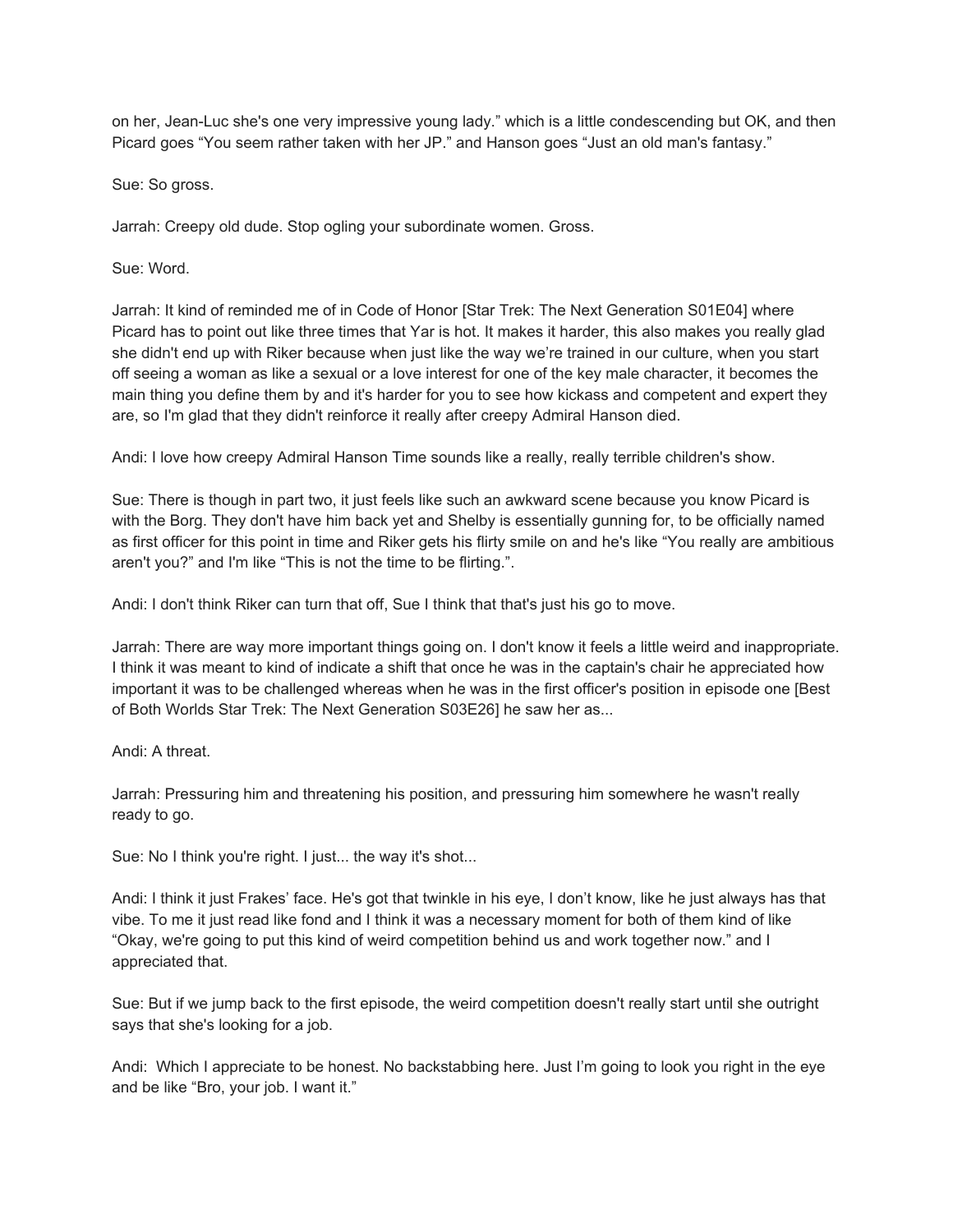on her, Jean-Luc she's one very impressive young lady." which is a little condescending but OK, and then Picard goes "You seem rather taken with her JP." and Hanson goes "Just an old man's fantasy."

Sue: So gross.

Jarrah: Creepy old dude. Stop ogling your subordinate women. Gross.

Sue: Word.

Jarrah: It kind of reminded me of in Code of Honor [Star Trek: The Next Generation S01E04] where Picard has to point out like three times that Yar is hot. It makes it harder, this also makes you really glad she didn't end up with Riker because when just like the way we're trained in our culture, when you start off seeing a woman as like a sexual or a love interest for one of the key male character, it becomes the main thing you define them by and it's harder for you to see how kickass and competent and expert they are, so I'm glad that they didn't reinforce it really after creepy Admiral Hanson died.

Andi: I love how creepy Admiral Hanson Time sounds like a really, really terrible children's show.

Sue: There is though in part two, it just feels like such an awkward scene because you know Picard is with the Borg. They don't have him back yet and Shelby is essentially gunning for, to be officially named as first officer for this point in time and Riker gets his flirty smile on and he's like "You really are ambitious aren't you?" and I'm like "This is not the time to be flirting.".

Andi: I don't think Riker can turn that off, Sue I think that that's just his go to move.

Jarrah: There are way more important things going on. I don't know it feels a little weird and inappropriate. I think it was meant to kind of indicate a shift that once he was in the captain's chair he appreciated how important it was to be challenged whereas when he was in the first officer's position in episode one [Best of Both Worlds Star Trek: The Next Generation S03E26] he saw her as...

Andi: A threat.

Jarrah: Pressuring him and threatening his position, and pressuring him somewhere he wasn't really ready to go.

Sue: No I think you're right. I just... the way it's shot...

Andi: I think it just Frakes' face. He's got that twinkle in his eye, I don't know, like he just always has that vibe. To me it just read like fond and I think it was a necessary moment for both of them kind of like "Okay, we're going to put this kind of weird competition behind us and work together now." and I appreciated that.

Sue: But if we jump back to the first episode, the weird competition doesn't really start until she outright says that she's looking for a job.

Andi: Which I appreciate to be honest. No backstabbing here. Just I'm going to look you right in the eye and be like "Bro, your job. I want it."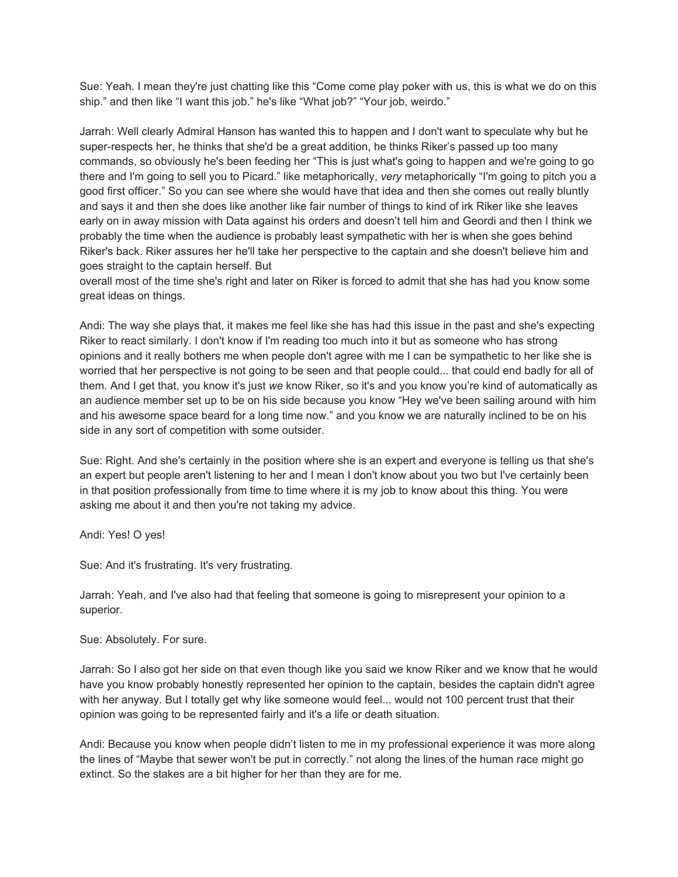Sue: Yeah. I mean they're just chatting like this "Come come play poker with us, this is what we do on this ship." and then like "I want this job." he's like "What job?" "Your job, weirdo."

Jarrah: Well clearly Admiral Hanson has wanted this to happen and I don't want to speculate why but he super-respects her, he thinks that she'd be a great addition, he thinks Riker's passed up too many commands, so obviously he's been feeding her "This is just what's going to happen and we're going to go there and I'm going to sell you to Picard." like metaphorically, *very* metaphorically "I'm going to pitch you a good first officer." So you can see where she would have that idea and then she comes out really bluntly and says it and then she does like another like fair number of things to kind of irk Riker like she leaves early on in away mission with Data against his orders and doesn't tell him and Geordi and then I think we probably the time when the audience is probably least sympathetic with her is when she goes behind Riker's back. Riker assures her he'll take her perspective to the captain and she doesn't believe him and goes straight to the captain herself. But
overall most of the time she's right and later on Riker is forced to admit that she has had you know some great ideas on things.

Andi: The way she plays that, it makes me feel like she has had this issue in the past and she's expecting Riker to react similarly. I don't know if I'm reading too much into it but as someone who has strong opinions and it really bothers me when people don't agree with me I can be sympathetic to her like she is worried that her perspective is not going to be seen and that people could... that could end badly for all of them. And I get that, you know it's just *we* know Riker, so it's and you know you're kind of automatically as an audience member set up to be on his side because you know "Hey we've been sailing around with him and his awesome space beard for a long time now." and you know we are naturally inclined to be on his side in any sort of competition with some outsider.

Sue: Right. And she's certainly in the position where she is an expert and everyone is telling us that she's an expert but people aren't listening to her and I mean I don't know about you two but I've certainly been in that position professionally from time to time where it is my job to know about this thing. You were asking me about it and then you're not taking my advice.

Andi: Yes! O yes!

Sue: And it's frustrating. It's very frustrating.

Jarrah: Yeah, and I've also had that feeling that someone is going to misrepresent your opinion to a superior.

Sue: Absolutely. For sure.

Jarrah: So I also got her side on that even though like you said we know Riker and we know that he would have you know probably honestly represented her opinion to the captain, besides the captain didn't agree with her anyway. But I totally get why like someone would feel... would not 100 percent trust that their opinion was going to be represented fairly and it's a life or death situation.

Andi: Because you know when people didn't listen to me in my professional experience it was more along the lines of "Maybe that sewer won't be put in correctly." not along the lines of the human race might go extinct. So the stakes are a bit higher for her than they are for me.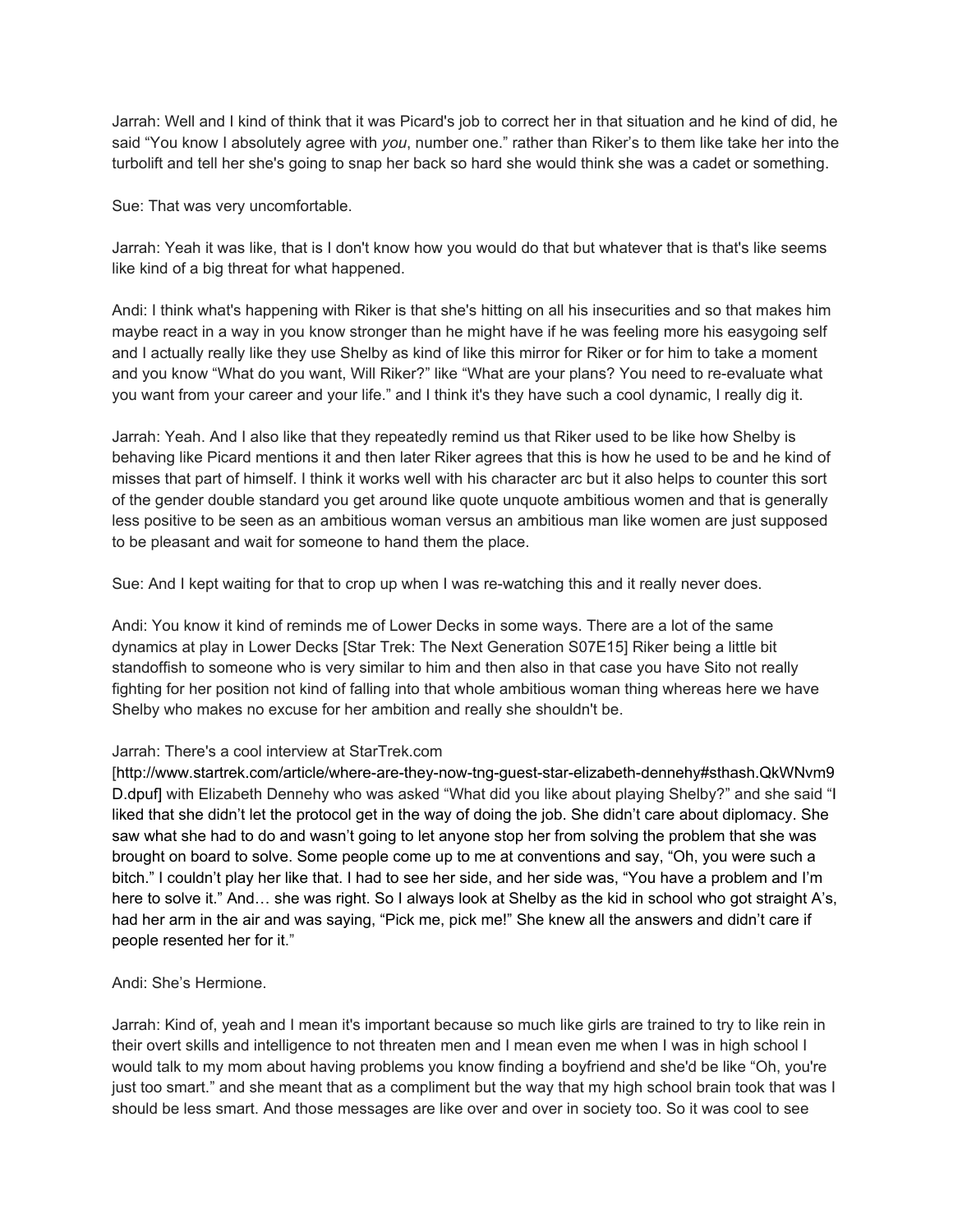Jarrah: Well and I kind of think that it was Picard's job to correct her in that situation and he kind of did, he said "You know I absolutely agree with *you*, number one." rather than Riker's to them like take her into the turbolift and tell her she's going to snap her back so hard she would think she was a cadet or something.

Sue: That was very uncomfortable.

Jarrah: Yeah it was like, that is I don't know how you would do that but whatever that is that's like seems like kind of a big threat for what happened.

Andi: I think what's happening with Riker is that she's hitting on all his insecurities and so that makes him maybe react in a way in you know stronger than he might have if he was feeling more his easygoing self and I actually really like they use Shelby as kind of like this mirror for Riker or for him to take a moment and you know "What do you want, Will Riker?" like "What are your plans? You need to re-evaluate what you want from your career and your life." and I think it's they have such a cool dynamic, I really dig it.

Jarrah: Yeah. And I also like that they repeatedly remind us that Riker used to be like how Shelby is behaving like Picard mentions it and then later Riker agrees that this is how he used to be and he kind of misses that part of himself. I think it works well with his character arc but it also helps to counter this sort of the gender double standard you get around like quote unquote ambitious women and that is generally less positive to be seen as an ambitious woman versus an ambitious man like women are just supposed to be pleasant and wait for someone to hand them the place.

Sue: And I kept waiting for that to crop up when I was re-watching this and it really never does.

Andi: You know it kind of reminds me of Lower Decks in some ways. There are a lot of the same dynamics at play in Lower Decks [Star Trek: The Next Generation S07E15] Riker being a little bit standoffish to someone who is very similar to him and then also in that case you have Sito not really fighting for her position not kind of falling into that whole ambitious woman thing whereas here we have Shelby who makes no excuse for her ambition and really she shouldn't be.

Jarrah: There's a cool interview at StarTrek.com [http://www.startrek.com/article/where-are-they-now-tng-guest-star-elizabeth-dennehy#sthash.QkWNvm9D.dpuf] with Elizabeth Dennehy who was asked "What did you like about playing Shelby?" and she said "I liked that she didn't let the protocol get in the way of doing the job. She didn't care about diplomacy. She saw what she had to do and wasn't going to let anyone stop her from solving the problem that she was brought on board to solve. Some people come up to me at conventions and say, "Oh, you were such a bitch." I couldn't play her like that. I had to see her side, and her side was, "You have a problem and I'm here to solve it." And… she was right. So I always look at Shelby as the kid in school who got straight A's, had her arm in the air and was saying, "Pick me, pick me!" She knew all the answers and didn't care if people resented her for it."

Andi: She's Hermione.

Jarrah: Kind of, yeah and I mean it's important because so much like girls are trained to try to like rein in their overt skills and intelligence to not threaten men and I mean even me when I was in high school I would talk to my mom about having problems you know finding a boyfriend and she'd be like "Oh, you're just too smart." and she meant that as a compliment but the way that my high school brain took that was I should be less smart. And those messages are like over and over in society too. So it was cool to see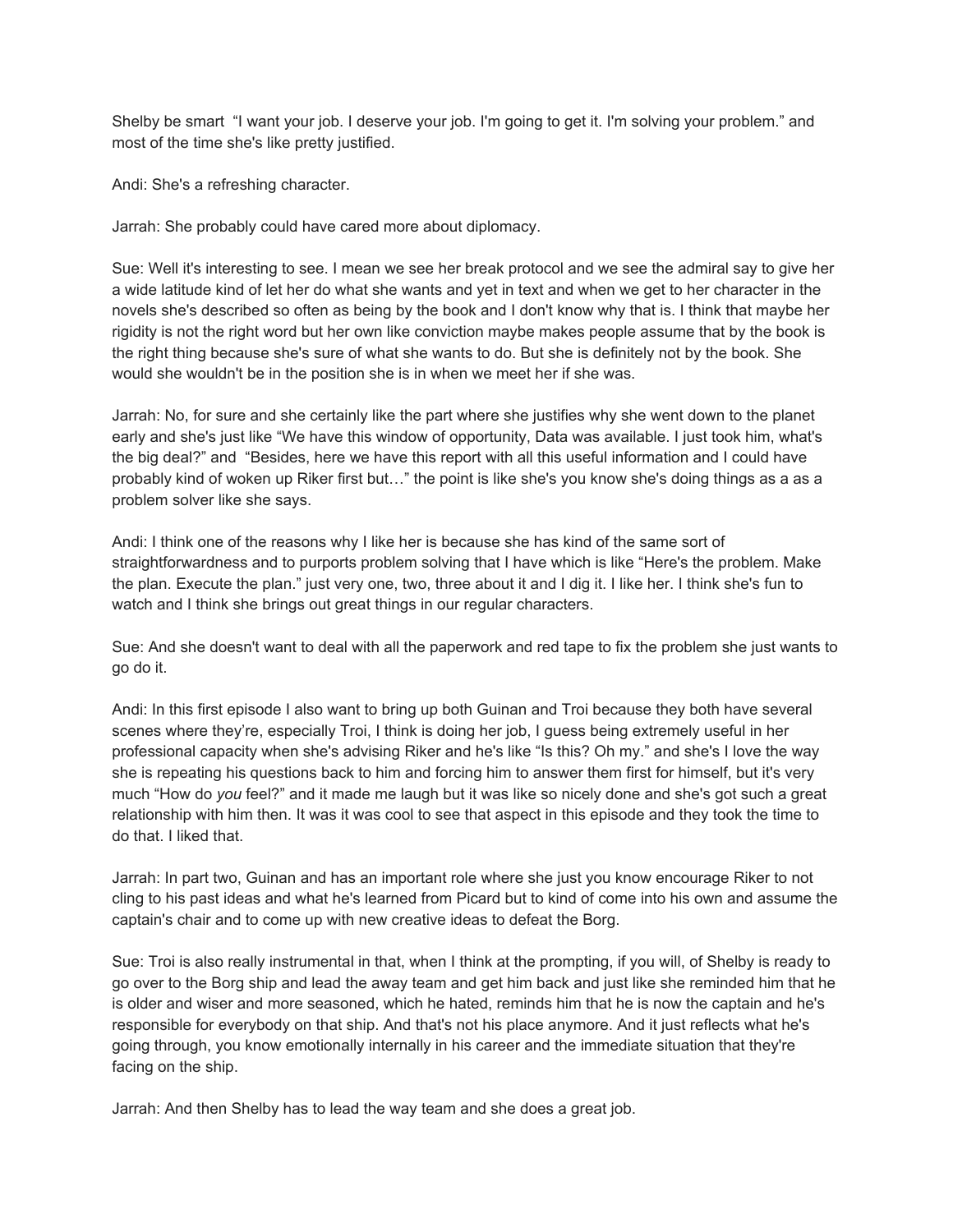Shelby be smart "I want your job. I deserve your job. I'm going to get it. I'm solving your problem." and most of the time she's like pretty justified.

Andi: She's a refreshing character.

Jarrah: She probably could have cared more about diplomacy.

Sue: Well it's interesting to see. I mean we see her break protocol and we see the admiral say to give her a wide latitude kind of let her do what she wants and yet in text and when we get to her character in the novels she's described so often as being by the book and I don't know why that is. I think that maybe her rigidity is not the right word but her own like conviction maybe makes people assume that by the book is the right thing because she's sure of what she wants to do. But she is definitely not by the book. She would she wouldn't be in the position she is in when we meet her if she was.

Jarrah: No, for sure and she certainly like the part where she justifies why she went down to the planet early and she's just like "We have this window of opportunity, Data was available. I just took him, what's the big deal?" and "Besides, here we have this report with all this useful information and I could have probably kind of woken up Riker first but…" the point is like she's you know she's doing things as a as a problem solver like she says.

Andi: I think one of the reasons why I like her is because she has kind of the same sort of straightforwardness and to purports problem solving that I have which is like "Here's the problem. Make the plan. Execute the plan." just very one, two, three about it and I dig it. I like her. I think she's fun to watch and I think she brings out great things in our regular characters.

Sue: And she doesn't want to deal with all the paperwork and red tape to fix the problem she just wants to go do it.

Andi: In this first episode I also want to bring up both Guinan and Troi because they both have several scenes where they're, especially Troi, I think is doing her job, I guess being extremely useful in her professional capacity when she's advising Riker and he's like "Is this? Oh my." and she's I love the way she is repeating his questions back to him and forcing him to answer them first for himself, but it's very much "How do *you* feel?" and it made me laugh but it was like so nicely done and she's got such a great relationship with him then. It was it was cool to see that aspect in this episode and they took the time to do that. I liked that.

Jarrah: In part two, Guinan and has an important role where she just you know encourage Riker to not cling to his past ideas and what he's learned from Picard but to kind of come into his own and assume the captain's chair and to come up with new creative ideas to defeat the Borg.

Sue: Troi is also really instrumental in that, when I think at the prompting, if you will, of Shelby is ready to go over to the Borg ship and lead the away team and get him back and just like she reminded him that he is older and wiser and more seasoned, which he hated, reminds him that he is now the captain and he's responsible for everybody on that ship. And that's not his place anymore. And it just reflects what he's going through, you know emotionally internally in his career and the immediate situation that they're facing on the ship.

Jarrah: And then Shelby has to lead the way team and she does a great job.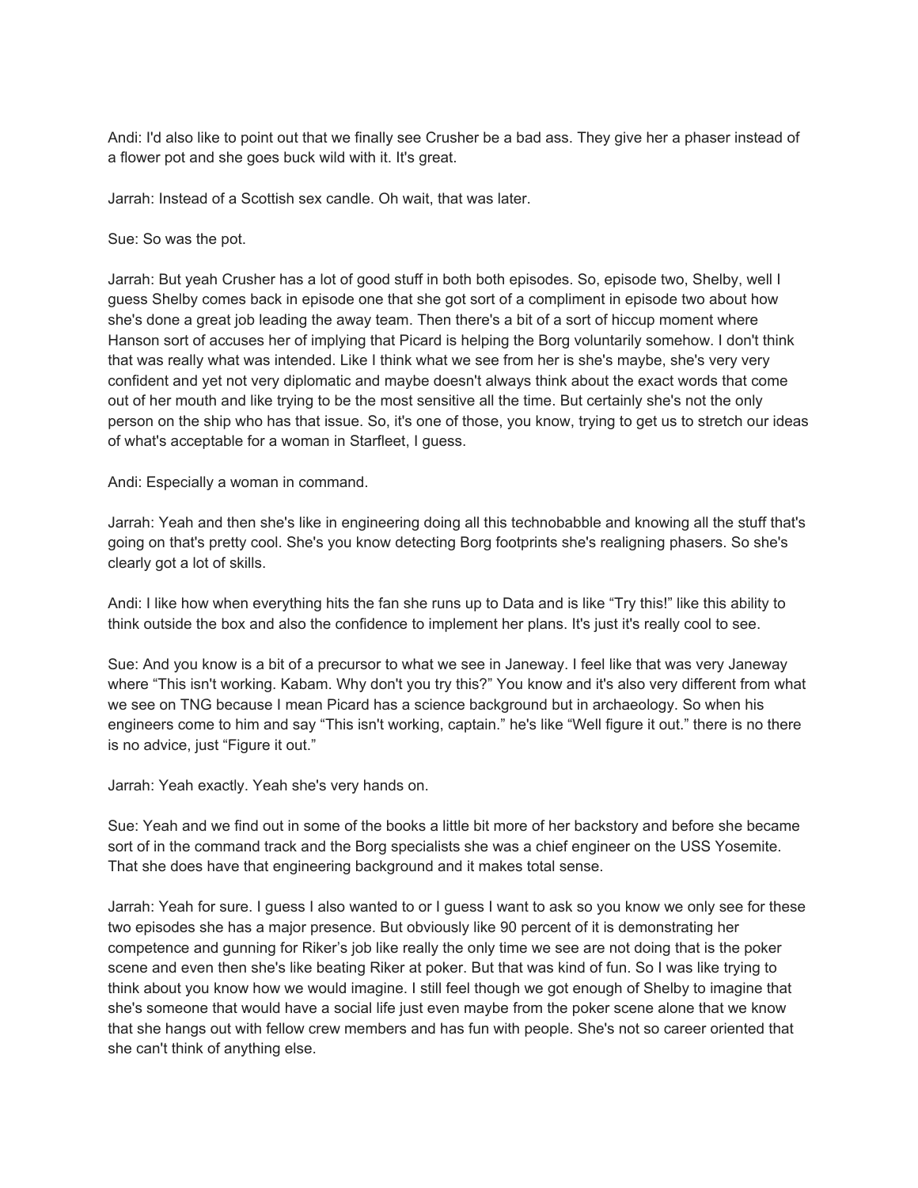Andi: I'd also like to point out that we finally see Crusher be a bad ass. They give her a phaser instead of a flower pot and she goes buck wild with it. It's great.

Jarrah: Instead of a Scottish sex candle. Oh wait, that was later.

Sue: So was the pot.

Jarrah: But yeah Crusher has a lot of good stuff in both both episodes. So, episode two, Shelby, well I guess Shelby comes back in episode one that she got sort of a compliment in episode two about how she's done a great job leading the away team. Then there's a bit of a sort of hiccup moment where Hanson sort of accuses her of implying that Picard is helping the Borg voluntarily somehow. I don't think that was really what was intended. Like I think what we see from her is she's maybe, she's very very confident and yet not very diplomatic and maybe doesn't always think about the exact words that come out of her mouth and like trying to be the most sensitive all the time. But certainly she's not the only person on the ship who has that issue. So, it's one of those, you know, trying to get us to stretch our ideas of what's acceptable for a woman in Starfleet, I guess.

Andi: Especially a woman in command.

Jarrah: Yeah and then she's like in engineering doing all this technobabble and knowing all the stuff that's going on that's pretty cool. She's you know detecting Borg footprints she's realigning phasers. So she's clearly got a lot of skills.

Andi: I like how when everything hits the fan she runs up to Data and is like "Try this!" like this ability to think outside the box and also the confidence to implement her plans. It's just it's really cool to see.

Sue: And you know is a bit of a precursor to what we see in Janeway. I feel like that was very Janeway where "This isn't working. Kabam. Why don't you try this?" You know and it's also very different from what we see on TNG because I mean Picard has a science background but in archaeology. So when his engineers come to him and say "This isn't working, captain." he's like "Well figure it out." there is no there is no advice, just "Figure it out."

Jarrah: Yeah exactly. Yeah she's very hands on.

Sue: Yeah and we find out in some of the books a little bit more of her backstory and before she became sort of in the command track and the Borg specialists she was a chief engineer on the USS Yosemite. That she does have that engineering background and it makes total sense.

Jarrah: Yeah for sure. I guess I also wanted to or I guess I want to ask so you know we only see for these two episodes she has a major presence. But obviously like 90 percent of it is demonstrating her competence and gunning for Riker's job like really the only time we see are not doing that is the poker scene and even then she's like beating Riker at poker. But that was kind of fun. So I was like trying to think about you know how we would imagine. I still feel though we got enough of Shelby to imagine that she's someone that would have a social life just even maybe from the poker scene alone that we know that she hangs out with fellow crew members and has fun with people. She's not so career oriented that she can't think of anything else.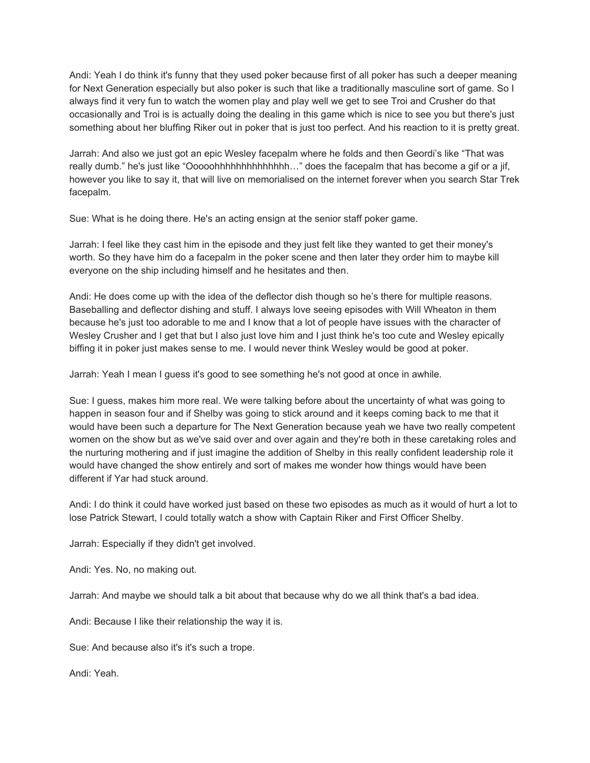Andi: Yeah I do think it's funny that they used poker because first of all poker has such a deeper meaning for Next Generation especially but also poker is such that like a traditionally masculine sort of game. So I always find it very fun to watch the women play and play well we get to see Troi and Crusher do that occasionally and Troi is is actually doing the dealing in this game which is nice to see you but there's just something about her bluffing Riker out in poker that is just too perfect. And his reaction to it is pretty great.

Jarrah: And also we just got an epic Wesley facepalm where he folds and then Geordi's like "That was really dumb." he's just like "Ooooohhhhhhhhhhhhhh…" does the facepalm that has become a gif or a jif, however you like to say it, that will live on memorialised on the internet forever when you search Star Trek facepalm.

Sue: What is he doing there. He's an acting ensign at the senior staff poker game.

Jarrah: I feel like they cast him in the episode and they just felt like they wanted to get their money's worth. So they have him do a facepalm in the poker scene and then later they order him to maybe kill everyone on the ship including himself and he hesitates and then.

Andi: He does come up with the idea of the deflector dish though so he's there for multiple reasons. Baseballing and deflector dishing and stuff. I always love seeing episodes with Will Wheaton in them because he's just too adorable to me and I know that a lot of people have issues with the character of Wesley Crusher and I get that but I also just love him and I just think he's too cute and Wesley epically biffing it in poker just makes sense to me. I would never think Wesley would be good at poker.

Jarrah: Yeah I mean I guess it's good to see something he's not good at once in awhile.

Sue: I guess, makes him more real. We were talking before about the uncertainty of what was going to happen in season four and if Shelby was going to stick around and it keeps coming back to me that it would have been such a departure for The Next Generation because yeah we have two really competent women on the show but as we've said over and over again and they're both in these caretaking roles and the nurturing mothering and if just imagine the addition of Shelby in this really confident leadership role it would have changed the show entirely and sort of makes me wonder how things would have been different if Yar had stuck around.

Andi: I do think it could have worked just based on these two episodes as much as it would of hurt a lot to lose Patrick Stewart, I could totally watch a show with Captain Riker and First Officer Shelby.

Jarrah: Especially if they didn't get involved.

Andi: Yes. No, no making out.

Jarrah: And maybe we should talk a bit about that because why do we all think that's a bad idea.

Andi: Because I like their relationship the way it is.

Sue: And because also it's it's such a trope.

Andi: Yeah.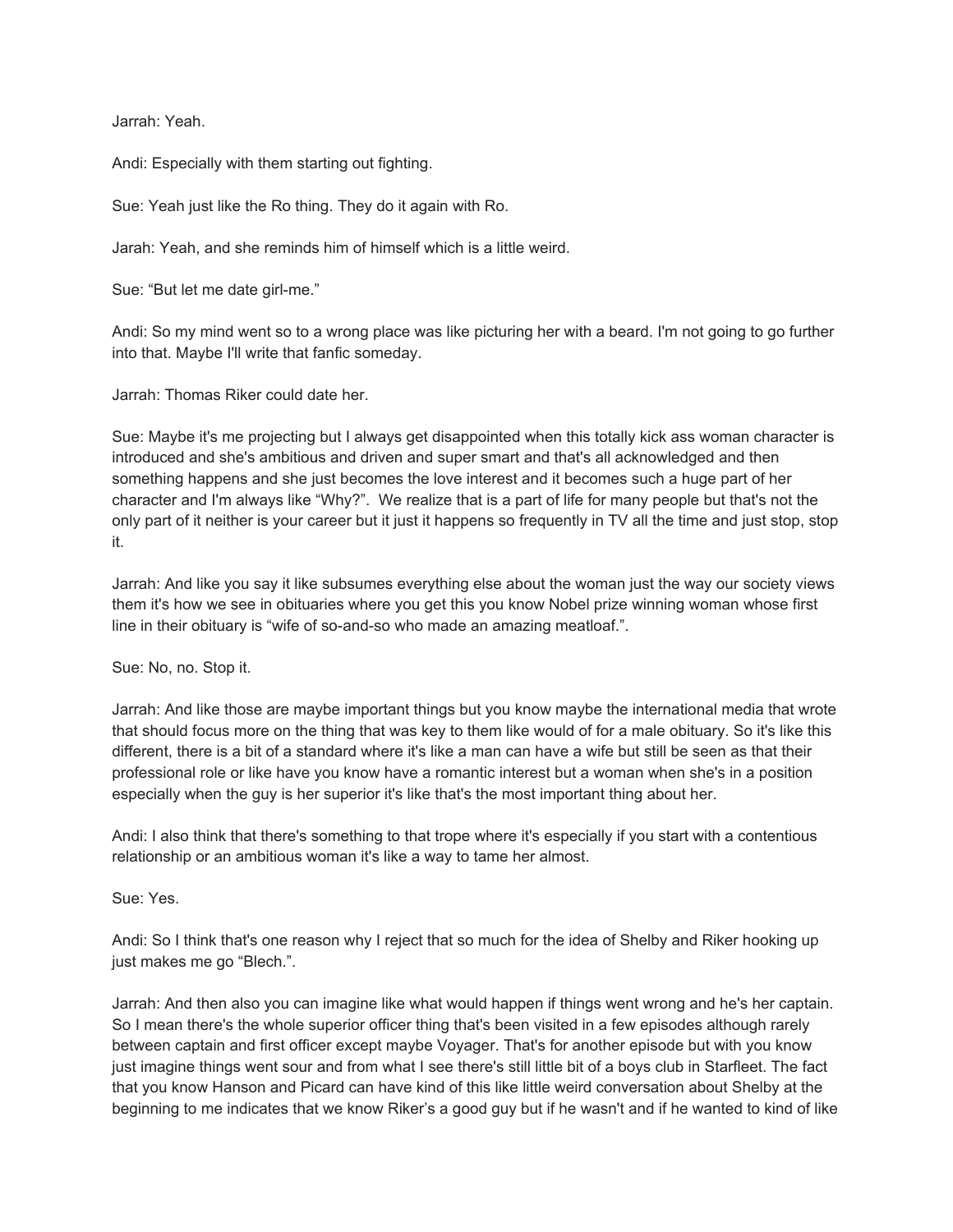Jarrah: Yeah.

Andi: Especially with them starting out fighting.

Sue: Yeah just like the Ro thing. They do it again with Ro.

Jarah: Yeah, and she reminds him of himself which is a little weird.

Sue: "But let me date girl-me."

Andi: So my mind went so to a wrong place was like picturing her with a beard. I'm not going to go further into that. Maybe I'll write that fanfic someday.

Jarrah: Thomas Riker could date her.

Sue: Maybe it's me projecting but I always get disappointed when this totally kick ass woman character is introduced and she's ambitious and driven and super smart and that's all acknowledged and then something happens and she just becomes the love interest and it becomes such a huge part of her character and I'm always like "Why?". We realize that is a part of life for many people but that's not the only part of it neither is your career but it just it happens so frequently in TV all the time and just stop, stop it.

Jarrah: And like you say it like subsumes everything else about the woman just the way our society views them it's how we see in obituaries where you get this you know Nobel prize winning woman whose first line in their obituary is "wife of so-and-so who made an amazing meatloaf.".

Sue: No, no. Stop it.

Jarrah: And like those are maybe important things but you know maybe the international media that wrote that should focus more on the thing that was key to them like would of for a male obituary. So it's like this different, there is a bit of a standard where it's like a man can have a wife but still be seen as that their professional role or like have you know have a romantic interest but a woman when she's in a position especially when the guy is her superior it's like that's the most important thing about her.

Andi: I also think that there's something to that trope where it's especially if you start with a contentious relationship or an ambitious woman it's like a way to tame her almost.

Sue: Yes.

Andi: So I think that's one reason why I reject that so much for the idea of Shelby and Riker hooking up just makes me go "Blech.".

Jarrah: And then also you can imagine like what would happen if things went wrong and he's her captain. So I mean there's the whole superior officer thing that's been visited in a few episodes although rarely between captain and first officer except maybe Voyager. That's for another episode but with you know just imagine things went sour and from what I see there's still little bit of a boys club in Starfleet. The fact that you know Hanson and Picard can have kind of this like little weird conversation about Shelby at the beginning to me indicates that we know Riker's a good guy but if he wasn't and if he wanted to kind of like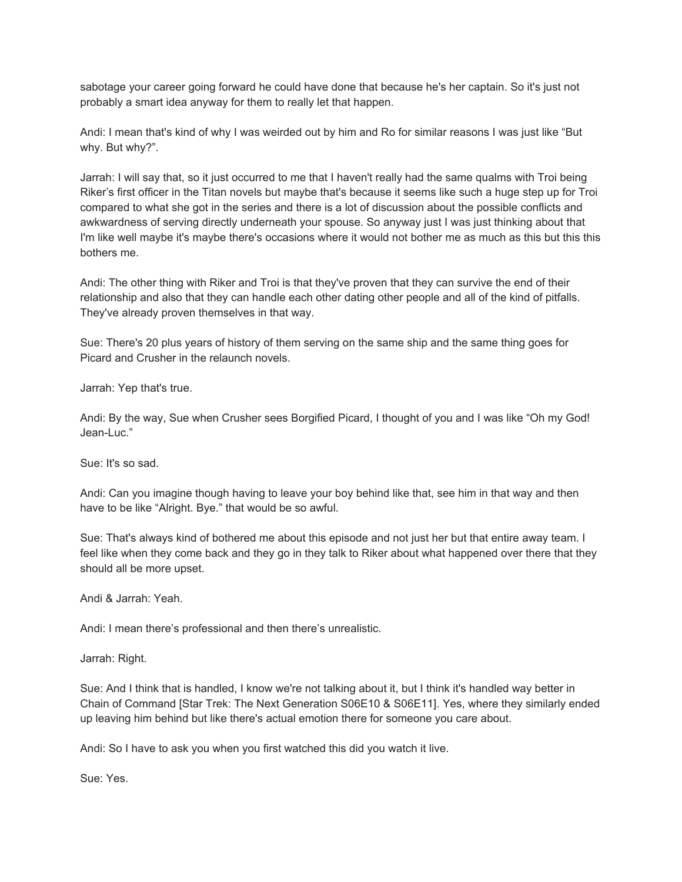sabotage your career going forward he could have done that because he's her captain. So it's just not probably a smart idea anyway for them to really let that happen.

Andi: I mean that's kind of why I was weirded out by him and Ro for similar reasons I was just like “But why. But why?”.

Jarrah: I will say that, so it just occurred to me that I haven't really had the same qualms with Troi being Riker’s first officer in the Titan novels but maybe that's because it seems like such a huge step up for Troi compared to what she got in the series and there is a lot of discussion about the possible conflicts and awkwardness of serving directly underneath your spouse. So anyway just I was just thinking about that I'm like well maybe it's maybe there's occasions where it would not bother me as much as this but this this bothers me.

Andi: The other thing with Riker and Troi is that they've proven that they can survive the end of their relationship and also that they can handle each other dating other people and all of the kind of pitfalls. They've already proven themselves in that way.

Sue: There's 20 plus years of history of them serving on the same ship and the same thing goes for Picard and Crusher in the relaunch novels.

Jarrah: Yep that's true.

Andi: By the way, Sue when Crusher sees Borgified Picard, I thought of you and I was like “Oh my God! Jean-Luc.”

Sue: It's so sad.

Andi: Can you imagine though having to leave your boy behind like that, see him in that way and then have to be like “Alright. Bye.” that would be so awful.

Sue: That's always kind of bothered me about this episode and not just her but that entire away team. I feel like when they come back and they go in they talk to Riker about what happened over there that they should all be more upset.

Andi & Jarrah: Yeah.

Andi: I mean there’s professional and then there’s unrealistic.

Jarrah: Right.

Sue: And I think that is handled, I know we're not talking about it, but I think it's handled way better in Chain of Command [Star Trek: The Next Generation S06E10 & S06E11]. Yes, where they similarly ended up leaving him behind but like there's actual emotion there for someone you care about.

Andi: So I have to ask you when you first watched this did you watch it live.

Sue: Yes.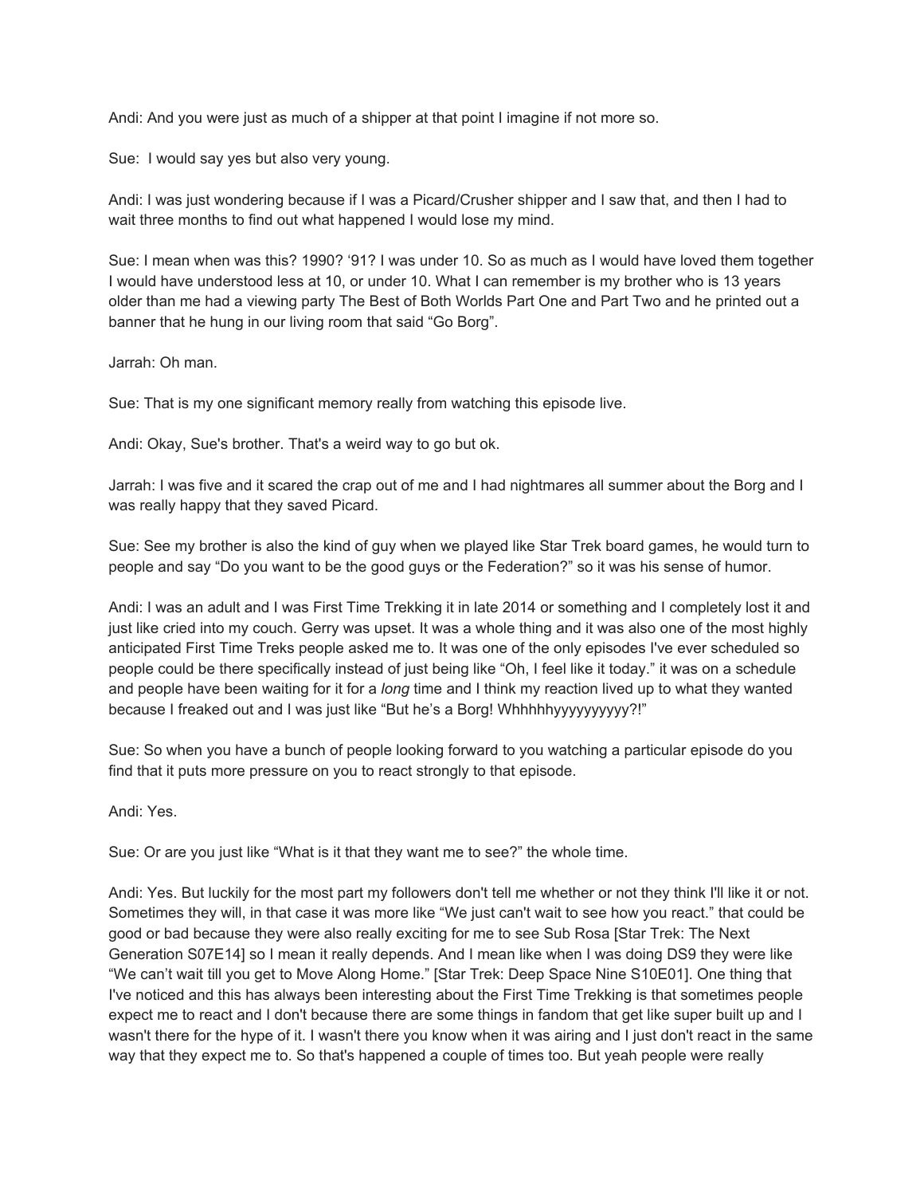Andi: And you were just as much of a shipper at that point I imagine if not more so.

Sue: I would say yes but also very young.

Andi: I was just wondering because if I was a Picard/Crusher shipper and I saw that, and then I had to wait three months to find out what happened I would lose my mind.

Sue: I mean when was this? 1990? '91? I was under 10. So as much as I would have loved them together I would have understood less at 10, or under 10. What I can remember is my brother who is 13 years older than me had a viewing party The Best of Both Worlds Part One and Part Two and he printed out a banner that he hung in our living room that said "Go Borg".

Jarrah: Oh man.

Sue: That is my one significant memory really from watching this episode live.

Andi: Okay, Sue's brother. That's a weird way to go but ok.

Jarrah: I was five and it scared the crap out of me and I had nightmares all summer about the Borg and I was really happy that they saved Picard.

Sue: See my brother is also the kind of guy when we played like Star Trek board games, he would turn to people and say "Do you want to be the good guys or the Federation?" so it was his sense of humor.

Andi: I was an adult and I was First Time Trekking it in late 2014 or something and I completely lost it and just like cried into my couch. Gerry was upset. It was a whole thing and it was also one of the most highly anticipated First Time Treks people asked me to. It was one of the only episodes I've ever scheduled so people could be there specifically instead of just being like "Oh, I feel like it today." it was on a schedule and people have been waiting for it for a *long* time and I think my reaction lived up to what they wanted because I freaked out and I was just like "But he's a Borg! Whhhhhyyyyyyyyyy?!"

Sue: So when you have a bunch of people looking forward to you watching a particular episode do you find that it puts more pressure on you to react strongly to that episode.

Andi: Yes.

Sue: Or are you just like "What is it that they want me to see?" the whole time.

Andi: Yes. But luckily for the most part my followers don't tell me whether or not they think I'll like it or not. Sometimes they will, in that case it was more like "We just can't wait to see how you react." that could be good or bad because they were also really exciting for me to see Sub Rosa [Star Trek: The Next Generation S07E14] so I mean it really depends. And I mean like when I was doing DS9 they were like "We can't wait till you get to Move Along Home." [Star Trek: Deep Space Nine S10E01]. One thing that I've noticed and this has always been interesting about the First Time Trekking is that sometimes people expect me to react and I don't because there are some things in fandom that get like super built up and I wasn't there for the hype of it. I wasn't there you know when it was airing and I just don't react in the same way that they expect me to. So that's happened a couple of times too. But yeah people were really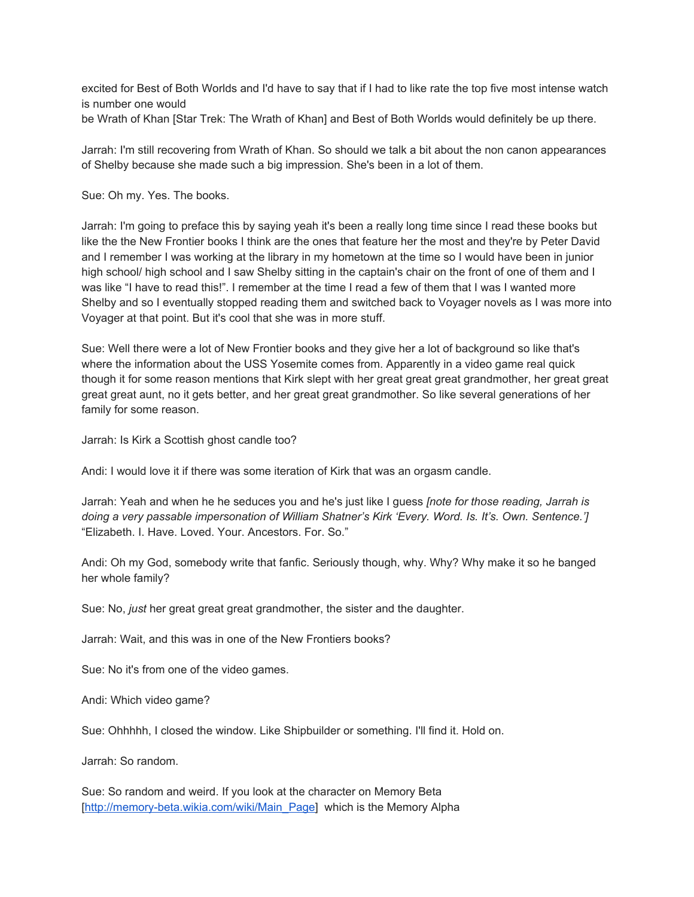excited for Best of Both Worlds and I'd have to say that if I had to like rate the top five most intense watch is number one would
be Wrath of Khan [Star Trek: The Wrath of Khan] and Best of Both Worlds would definitely be up there.

Jarrah: I'm still recovering from Wrath of Khan. So should we talk a bit about the non canon appearances of Shelby because she made such a big impression. She's been in a lot of them.

Sue: Oh my. Yes. The books.

Jarrah: I'm going to preface this by saying yeah it's been a really long time since I read these books but like the the New Frontier books I think are the ones that feature her the most and they're by Peter David and I remember I was working at the library in my hometown at the time so I would have been in junior high school/ high school and I saw Shelby sitting in the captain's chair on the front of one of them and I was like "I have to read this!". I remember at the time I read a few of them that I was I wanted more Shelby and so I eventually stopped reading them and switched back to Voyager novels as I was more into Voyager at that point. But it's cool that she was in more stuff.

Sue: Well there were a lot of New Frontier books and they give her a lot of background so like that's where the information about the USS Yosemite comes from. Apparently in a video game real quick though it for some reason mentions that Kirk slept with her great great great grandmother, her great great great great aunt, no it gets better, and her great great grandmother. So like several generations of her family for some reason.

Jarrah: Is Kirk a Scottish ghost candle too?

Andi: I would love it if there was some iteration of Kirk that was an orgasm candle.

Jarrah: Yeah and when he he seduces you and he's just like I guess *[note for those reading, Jarrah is doing a very passable impersonation of William Shatner's Kirk 'Every. Word. Is. It's. Own. Sentence.']* "Elizabeth. I. Have. Loved. Your. Ancestors. For. So."

Andi: Oh my God, somebody write that fanfic. Seriously though, why. Why? Why make it so he banged her whole family?

Sue: No, *just* her great great great grandmother, the sister and the daughter.

Jarrah: Wait, and this was in one of the New Frontiers books?

Sue: No it's from one of the video games.

Andi: Which video game?

Sue: Ohhhhh, I closed the window. Like Shipbuilder or something. I'll find it. Hold on.

Jarrah: So random.

Sue: So random and weird. If you look at the character on Memory Beta [http://memory-beta.wikia.com/wiki/Main_Page] which is the Memory Alpha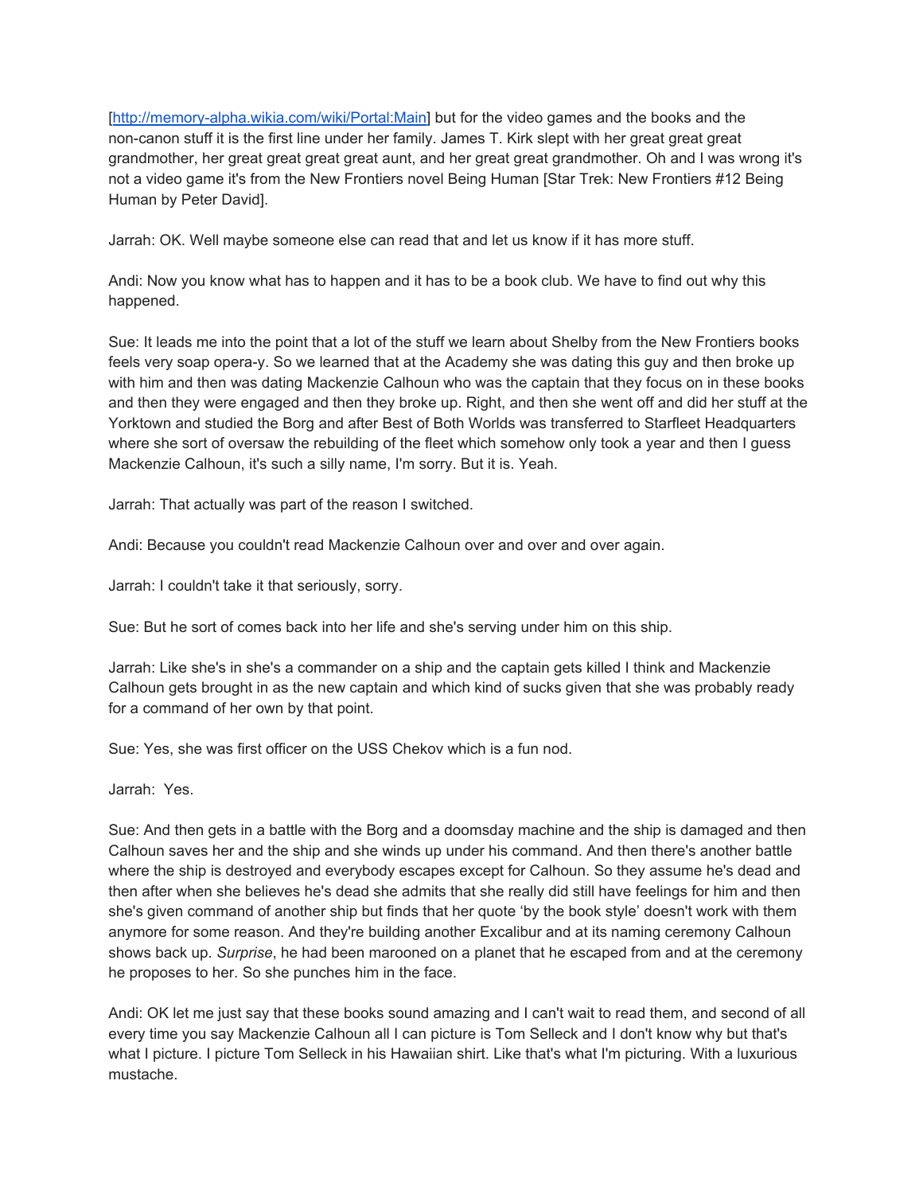[http://memory-alpha.wikia.com/wiki/Portal:Main] but for the video games and the books and the non-canon stuff it is the first line under her family. James T. Kirk slept with her great great great grandmother, her great great great great aunt, and her great great grandmother. Oh and I was wrong it's not a video game it's from the New Frontiers novel Being Human [Star Trek: New Frontiers #12 Being Human by Peter David].

Jarrah: OK. Well maybe someone else can read that and let us know if it has more stuff.

Andi: Now you know what has to happen and it has to be a book club. We have to find out why this happened.

Sue: It leads me into the point that a lot of the stuff we learn about Shelby from the New Frontiers books feels very soap opera-y. So we learned that at the Academy she was dating this guy and then broke up with him and then was dating Mackenzie Calhoun who was the captain that they focus on in these books and then they were engaged and then they broke up. Right, and then she went off and did her stuff at the Yorktown and studied the Borg and after Best of Both Worlds was transferred to Starfleet Headquarters where she sort of oversaw the rebuilding of the fleet which somehow only took a year and then I guess Mackenzie Calhoun, it's such a silly name, I'm sorry. But it is. Yeah.

Jarrah: That actually was part of the reason I switched.

Andi: Because you couldn't read Mackenzie Calhoun over and over and over again.

Jarrah: I couldn't take it that seriously, sorry.

Sue: But he sort of comes back into her life and she's serving under him on this ship.

Jarrah: Like she's in she's a commander on a ship and the captain gets killed I think and Mackenzie Calhoun gets brought in as the new captain and which kind of sucks given that she was probably ready for a command of her own by that point.

Sue: Yes, she was first officer on the USS Chekov which is a fun nod.

Jarrah: Yes.

Sue: And then gets in a battle with the Borg and a doomsday machine and the ship is damaged and then Calhoun saves her and the ship and she winds up under his command. And then there's another battle where the ship is destroyed and everybody escapes except for Calhoun. So they assume he's dead and then after when she believes he's dead she admits that she really did still have feelings for him and then she's given command of another ship but finds that her quote 'by the book style' doesn't work with them anymore for some reason. And they're building another Excalibur and at its naming ceremony Calhoun shows back up. *Surprise*, he had been marooned on a planet that he escaped from and at the ceremony he proposes to her. So she punches him in the face.

Andi: OK let me just say that these books sound amazing and I can't wait to read them, and second of all every time you say Mackenzie Calhoun all I can picture is Tom Selleck and I don't know why but that's what I picture. I picture Tom Selleck in his Hawaiian shirt. Like that's what I'm picturing. With a luxurious mustache.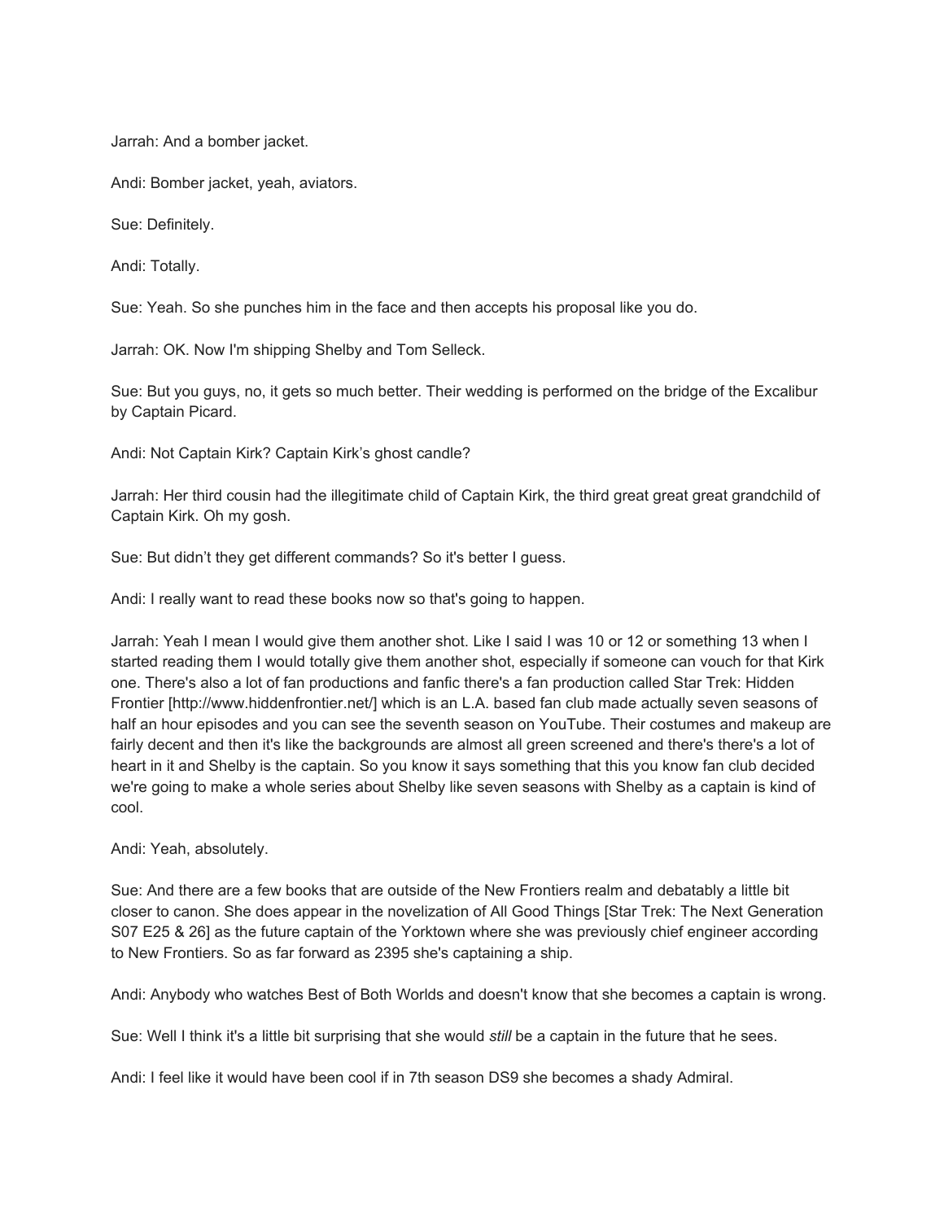Jarrah: And a bomber jacket.

Andi: Bomber jacket, yeah, aviators.

Sue: Definitely.

Andi: Totally.

Sue: Yeah. So she punches him in the face and then accepts his proposal like you do.

Jarrah: OK. Now I'm shipping Shelby and Tom Selleck.

Sue: But you guys, no, it gets so much better. Their wedding is performed on the bridge of the Excalibur by Captain Picard.

Andi: Not Captain Kirk? Captain Kirk's ghost candle?

Jarrah: Her third cousin had the illegitimate child of Captain Kirk, the third great great great grandchild of Captain Kirk. Oh my gosh.

Sue: But didn't they get different commands? So it's better I guess.

Andi: I really want to read these books now so that's going to happen.

Jarrah: Yeah I mean I would give them another shot. Like I said I was 10 or 12 or something 13 when I started reading them I would totally give them another shot, especially if someone can vouch for that Kirk one. There's also a lot of fan productions and fanfic there's a fan production called Star Trek: Hidden Frontier [http://www.hiddenfrontier.net/] which is an L.A. based fan club made actually seven seasons of half an hour episodes and you can see the seventh season on YouTube. Their costumes and makeup are fairly decent and then it's like the backgrounds are almost all green screened and there's there's a lot of heart in it and Shelby is the captain. So you know it says something that this you know fan club decided we're going to make a whole series about Shelby like seven seasons with Shelby as a captain is kind of cool.

Andi: Yeah, absolutely.

Sue: And there are a few books that are outside of the New Frontiers realm and debatably a little bit closer to canon. She does appear in the novelization of All Good Things [Star Trek: The Next Generation S07 E25 & 26] as the future captain of the Yorktown where she was previously chief engineer according to New Frontiers. So as far forward as 2395 she's captaining a ship.

Andi: Anybody who watches Best of Both Worlds and doesn't know that she becomes a captain is wrong.

Sue: Well I think it's a little bit surprising that she would *still* be a captain in the future that he sees.

Andi: I feel like it would have been cool if in 7th season DS9 she becomes a shady Admiral.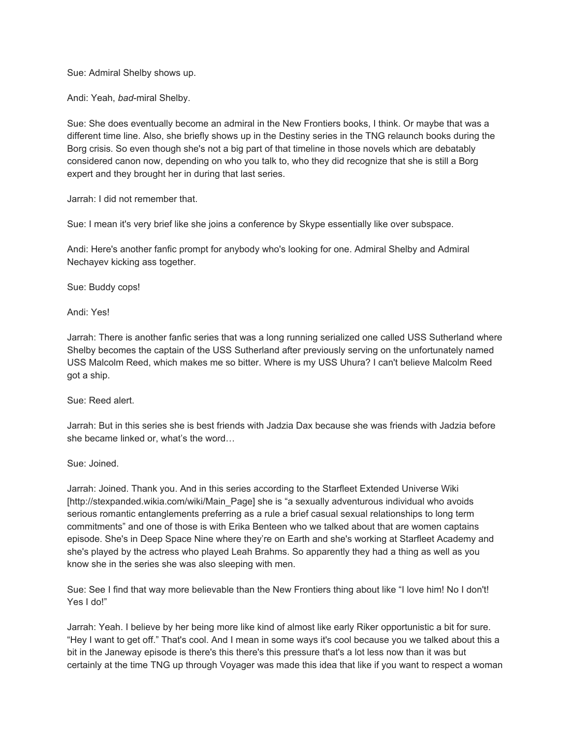Sue: Admiral Shelby shows up.

Andi: Yeah, *bad*-miral Shelby.

Sue: She does eventually become an admiral in the New Frontiers books, I think. Or maybe that was a different time line. Also, she briefly shows up in the Destiny series in the TNG relaunch books during the Borg crisis. So even though she's not a big part of that timeline in those novels which are debatably considered canon now, depending on who you talk to, who they did recognize that she is still a Borg expert and they brought her in during that last series.

Jarrah: I did not remember that.

Sue: I mean it's very brief like she joins a conference by Skype essentially like over subspace.

Andi: Here's another fanfic prompt for anybody who's looking for one. Admiral Shelby and Admiral Nechayev kicking ass together.

Sue: Buddy cops!

Andi: Yes!

Jarrah: There is another fanfic series that was a long running serialized one called USS Sutherland where Shelby becomes the captain of the USS Sutherland after previously serving on the unfortunately named USS Malcolm Reed, which makes me so bitter. Where is my USS Uhura? I can't believe Malcolm Reed got a ship.

Sue: Reed alert.

Jarrah: But in this series she is best friends with Jadzia Dax because she was friends with Jadzia before she became linked or, what's the word…

Sue: Joined.

Jarrah: Joined. Thank you. And in this series according to the Starfleet Extended Universe Wiki [http://stexpanded.wikia.com/wiki/Main_Page] she is "a sexually adventurous individual who avoids serious romantic entanglements preferring as a rule a brief casual sexual relationships to long term commitments" and one of those is with Erika Benteen who we talked about that are women captains episode. She's in Deep Space Nine where they're on Earth and she's working at Starfleet Academy and she's played by the actress who played Leah Brahms. So apparently they had a thing as well as you know she in the series she was also sleeping with men.

Sue: See I find that way more believable than the New Frontiers thing about like "I love him! No I don't! Yes I do!"

Jarrah: Yeah. I believe by her being more like kind of almost like early Riker opportunistic a bit for sure. "Hey I want to get off." That's cool. And I mean in some ways it's cool because you we talked about this a bit in the Janeway episode is there's this there's this pressure that's a lot less now than it was but certainly at the time TNG up through Voyager was made this idea that like if you want to respect a woman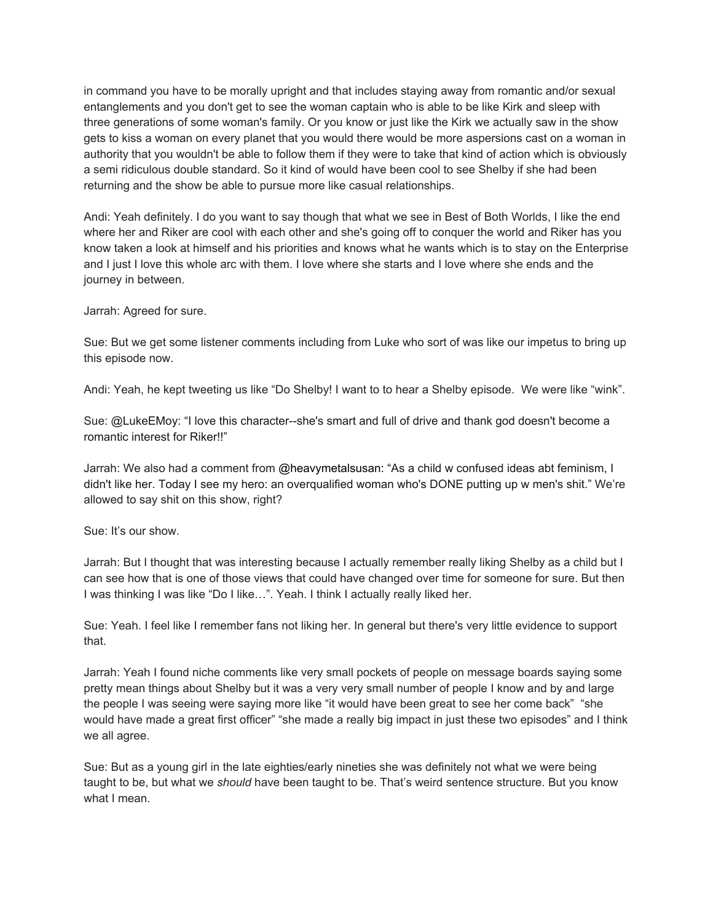in command you have to be morally upright and that includes staying away from romantic and/or sexual entanglements and you don't get to see the woman captain who is able to be like Kirk and sleep with three generations of some woman's family. Or you know or just like the Kirk we actually saw in the show gets to kiss a woman on every planet that you would there would be more aspersions cast on a woman in authority that you wouldn't be able to follow them if they were to take that kind of action which is obviously a semi ridiculous double standard. So it kind of would have been cool to see Shelby if she had been returning and the show be able to pursue more like casual relationships.

Andi: Yeah definitely. I do you want to say though that what we see in Best of Both Worlds, I like the end where her and Riker are cool with each other and she's going off to conquer the world and Riker has you know taken a look at himself and his priorities and knows what he wants which is to stay on the Enterprise and I just I love this whole arc with them. I love where she starts and I love where she ends and the journey in between.

Jarrah: Agreed for sure.

Sue: But we get some listener comments including from Luke who sort of was like our impetus to bring up this episode now.

Andi: Yeah, he kept tweeting us like "Do Shelby! I want to to hear a Shelby episode. We were like "wink".

Sue: @LukeEMoy: "I love this character--she's smart and full of drive and thank god doesn't become a romantic interest for Riker!!"

Jarrah: We also had a comment from @heavymetalsusan: "As a child w confused ideas abt feminism, I didn't like her. Today I see my hero: an overqualified woman who's DONE putting up w men's shit." We're allowed to say shit on this show, right?

Sue: It's our show.

Jarrah: But I thought that was interesting because I actually remember really liking Shelby as a child but I can see how that is one of those views that could have changed over time for someone for sure. But then I was thinking I was like "Do I like…". Yeah. I think I actually really liked her.

Sue: Yeah. I feel like I remember fans not liking her. In general but there's very little evidence to support that.

Jarrah: Yeah I found niche comments like very small pockets of people on message boards saying some pretty mean things about Shelby but it was a very very small number of people I know and by and large the people I was seeing were saying more like "it would have been great to see her come back" "she would have made a great first officer" "she made a really big impact in just these two episodes" and I think we all agree.

Sue: But as a young girl in the late eighties/early nineties she was definitely not what we were being taught to be, but what we *should* have been taught to be. That's weird sentence structure. But you know what I mean.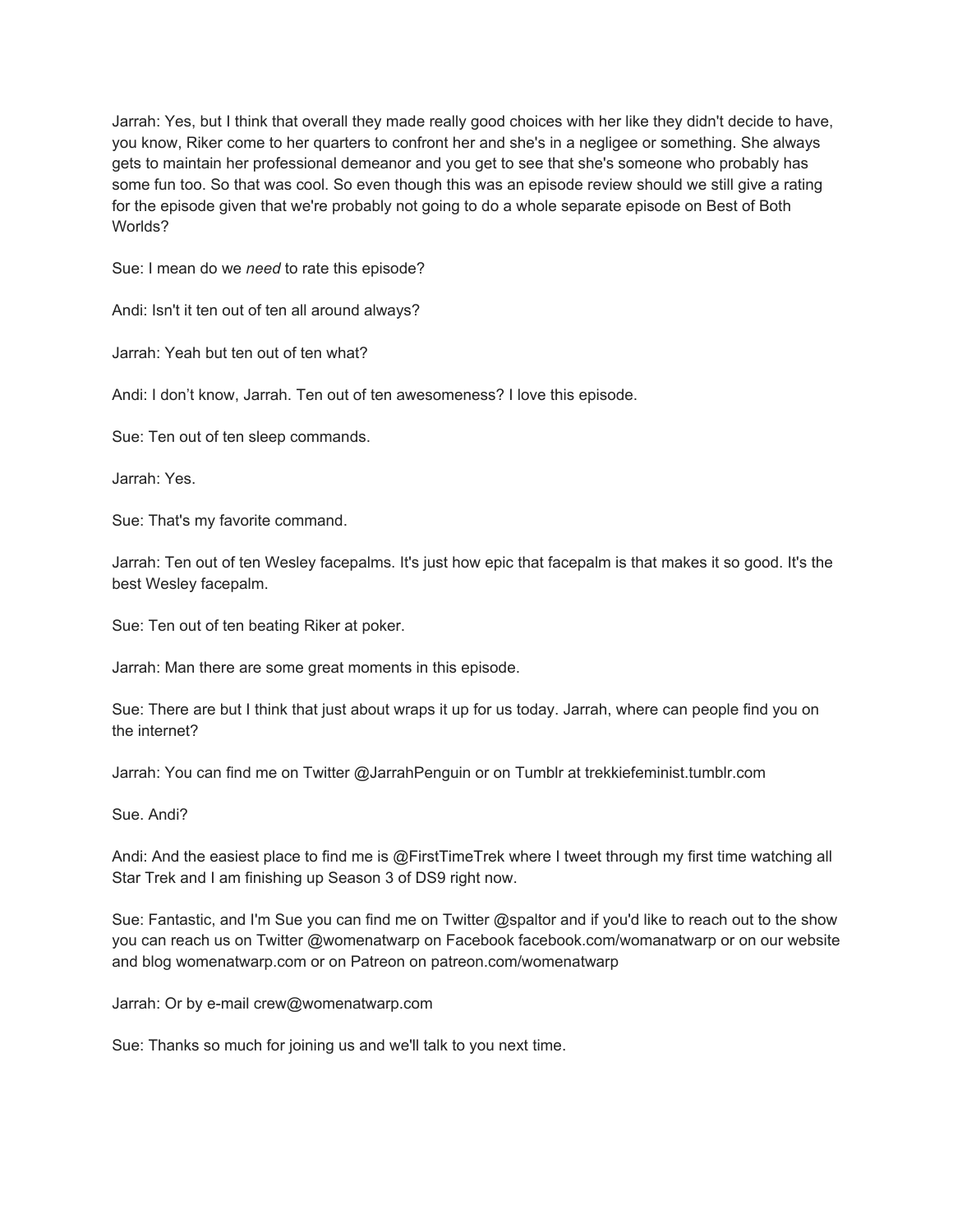Jarrah: Yes, but I think that overall they made really good choices with her like they didn't decide to have, you know, Riker come to her quarters to confront her and she's in a negligee or something. She always gets to maintain her professional demeanor and you get to see that she's someone who probably has some fun too. So that was cool. So even though this was an episode review should we still give a rating for the episode given that we're probably not going to do a whole separate episode on Best of Both Worlds?

Sue: I mean do we *need* to rate this episode?

Andi: Isn't it ten out of ten all around always?

Jarrah: Yeah but ten out of ten what?

Andi: I don't know, Jarrah. Ten out of ten awesomeness? I love this episode.

Sue: Ten out of ten sleep commands.

Jarrah: Yes.

Sue: That's my favorite command.

Jarrah: Ten out of ten Wesley facepalms. It's just how epic that facepalm is that makes it so good. It's the best Wesley facepalm.

Sue: Ten out of ten beating Riker at poker.

Jarrah: Man there are some great moments in this episode.

Sue: There are but I think that just about wraps it up for us today. Jarrah, where can people find you on the internet?

Jarrah: You can find me on Twitter @JarrahPenguin or on Tumblr at trekkiefeminist.tumblr.com

Sue. Andi?

Andi: And the easiest place to find me is @FirstTimeTrek where I tweet through my first time watching all Star Trek and I am finishing up Season 3 of DS9 right now.

Sue: Fantastic, and I'm Sue you can find me on Twitter @spaltor and if you'd like to reach out to the show you can reach us on Twitter @womenatwarp on Facebook facebook.com/womanatwarp or on our website and blog womenatwarp.com or on Patreon on patreon.com/womenatwarp

Jarrah: Or by e-mail crew@womenatwarp.com

Sue: Thanks so much for joining us and we'll talk to you next time.